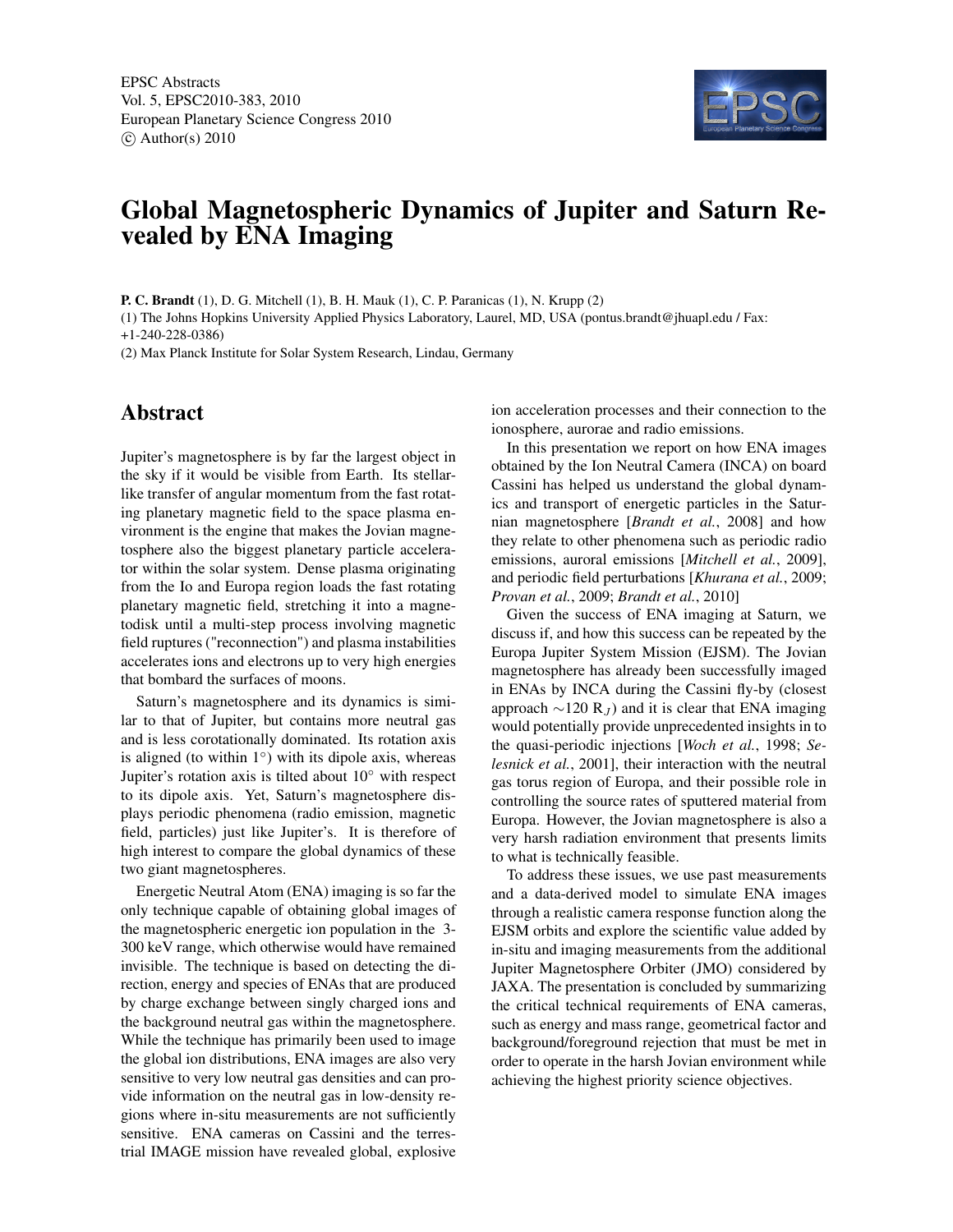# Global Magnetospheric Dynamics of Jupiter and Saturn Revealed by ENA Imaging

**P. C. Brandt** (1), D. G. Mitchell (1), B. H. Mauk (1), C. P. Paranicas (1), N. Krupp (2)

(1) The Johns Hopkins University Applied Physics Laboratory, Laurel, MD, USA (pontus.brandt@jhuapl.edu / Fax: +1-240-228-0386)

(2) Max Planck Institute for Solar System Research, Lindau, Germany

## Abstract

Jupiter's magnetosphere is by far the largest object in the sky if it would be visible from Earth. Its stellar-like transfer of angular momentum from the fast rotating planetary magnetic field to the space plasma environment is the engine that makes the Jovian magnetosphere also the biggest planetary particle accelerator within the solar system. Dense plasma originating from the Io and Europa region loads the fast rotating planetary magnetic field, stretching it into a magnetodisk until a multi-step process involving magnetic field ruptures ("reconnection") and plasma instabilities accelerates ions and electrons up to very high energies that bombard the surfaces of moons.

Saturn's magnetosphere and its dynamics is similar to that of Jupiter, but contains more neutral gas and is less corotationally dominated. Its rotation axis is aligned (to within 1°) with its dipole axis, whereas Jupiter's rotation axis is tilted about 10° with respect to its dipole axis. Yet, Saturn's magnetosphere displays periodic phenomena (radio emission, magnetic field, particles) just like Jupiter's. It is therefore of high interest to compare the global dynamics of these two giant magnetospheres.

Energetic Neutral Atom (ENA) imaging is so far the only technique capable of obtaining global images of the magnetospheric energetic ion population in the 3-300 keV range, which otherwise would have remained invisible. The technique is based on detecting the direction, energy and species of ENAs that are produced by charge exchange between singly charged ions and the background neutral gas within the magnetosphere. While the technique has primarily been used to image the global ion distributions, ENA images are also very sensitive to very low neutral gas densities and can provide information on the neutral gas in low-density regions where in-situ measurements are not sufficiently sensitive. ENA cameras on Cassini and the terrestrial IMAGE mission have revealed global, explosive ion acceleration processes and their connection to the ionosphere, aurorae and radio emissions.

In this presentation we report on how ENA images obtained by the Ion Neutral Camera (INCA) on board Cassini has helped us understand the global dynamics and transport of energetic particles in the Saturnian magnetosphere [*Brandt et al.*, 2008] and how they relate to other phenomena such as periodic radio emissions, auroral emissions [*Mitchell et al.*, 2009], and periodic field perturbations [*Khurana et al.*, 2009; *Provan et al.*, 2009; *Brandt et al.*, 2010]

Given the success of ENA imaging at Saturn, we discuss if, and how this success can be repeated by the Europa Jupiter System Mission (EJSM). The Jovian magnetosphere has already been successfully imaged in ENAs by INCA during the Cassini fly-by (closest approach $\sim$120 $R_J$) and it is clear that ENA imaging would potentially provide unprecedented insights in to the quasi-periodic injections [*Woch et al.*, 1998; *Selesnick et al.*, 2001], their interaction with the neutral gas torus region of Europa, and their possible role in controlling the source rates of sputtered material from Europa. However, the Jovian magnetosphere is also a very harsh radiation environment that presents limits to what is technically feasible.

To address these issues, we use past measurements and a data-derived model to simulate ENA images through a realistic camera response function along the EJSM orbits and explore the scientific value added by in-situ and imaging measurements from the additional Jupiter Magnetosphere Orbiter (JMO) considered by JAXA. The presentation is concluded by summarizing the critical technical requirements of ENA cameras, such as energy and mass range, geometrical factor and background/foreground rejection that must be met in order to operate in the harsh Jovian environment while achieving the highest priority science objectives.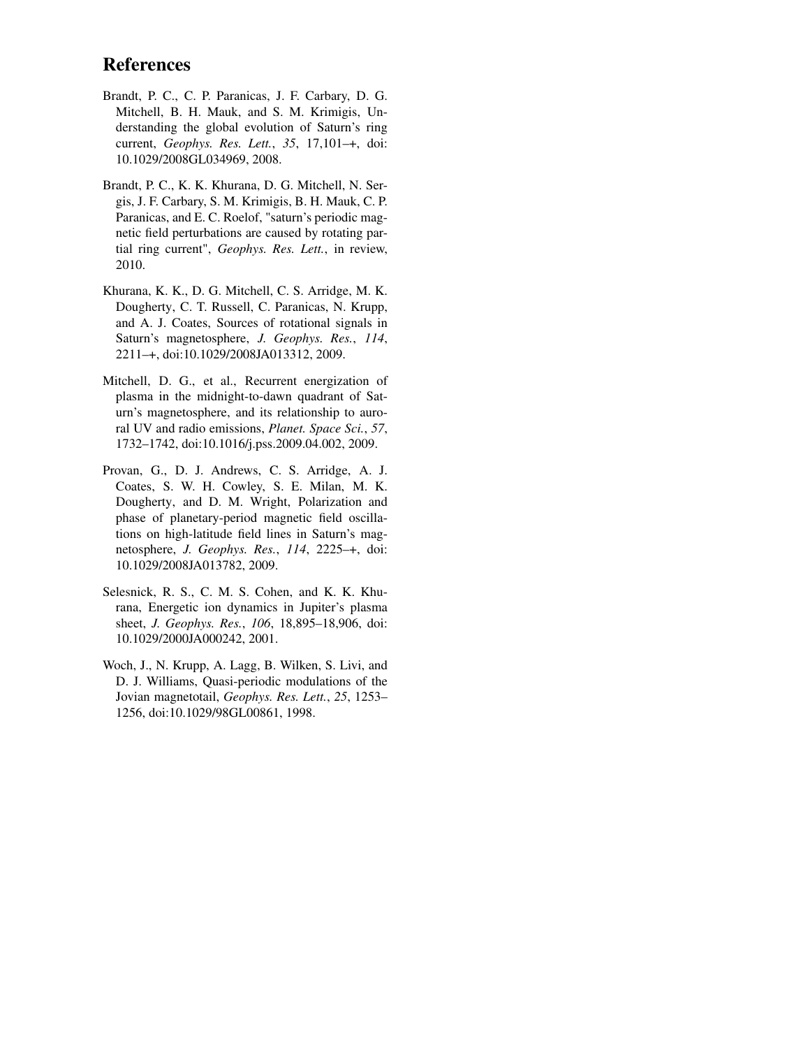# References

Brandt, P. C., C. P. Paranicas, J. F. Carbary, D. G. Mitchell, B. H. Mauk, and S. M. Krimigis, Understanding the global evolution of Saturn's ring current, *Geophys. Res. Lett.*, *35*, 17,101–+, doi: 10.1029/2008GL034969, 2008.

Brandt, P. C., K. K. Khurana, D. G. Mitchell, N. Sergis, J. F. Carbary, S. M. Krimigis, B. H. Mauk, C. P. Paranicas, and E. C. Roelof, "saturn's periodic magnetic field perturbations are caused by rotating partial ring current", *Geophys. Res. Lett.*, in review, 2010.

Khurana, K. K., D. G. Mitchell, C. S. Arridge, M. K. Dougherty, C. T. Russell, C. Paranicas, N. Krupp, and A. J. Coates, Sources of rotational signals in Saturn's magnetosphere, *J. Geophys. Res.*, *114*, 2211–+, doi:10.1029/2008JA013312, 2009.

Mitchell, D. G., et al., Recurrent energization of plasma in the midnight-to-dawn quadrant of Saturn's magnetosphere, and its relationship to auroral UV and radio emissions, *Planet. Space Sci.*, *57*, 1732–1742, doi:10.1016/j.pss.2009.04.002, 2009.

Provan, G., D. J. Andrews, C. S. Arridge, A. J. Coates, S. W. H. Cowley, S. E. Milan, M. K. Dougherty, and D. M. Wright, Polarization and phase of planetary-period magnetic field oscillations on high-latitude field lines in Saturn's magnetosphere, *J. Geophys. Res.*, *114*, 2225–+, doi: 10.1029/2008JA013782, 2009.

Selesnick, R. S., C. M. S. Cohen, and K. K. Khurana, Energetic ion dynamics in Jupiter's plasma sheet, *J. Geophys. Res.*, *106*, 18,895–18,906, doi: 10.1029/2000JA000242, 2001.

Woch, J., N. Krupp, A. Lagg, B. Wilken, S. Livi, and D. J. Williams, Quasi-periodic modulations of the Jovian magnetotail, *Geophys. Res. Lett.*, *25*, 1253–1256, doi:10.1029/98GL00861, 1998.